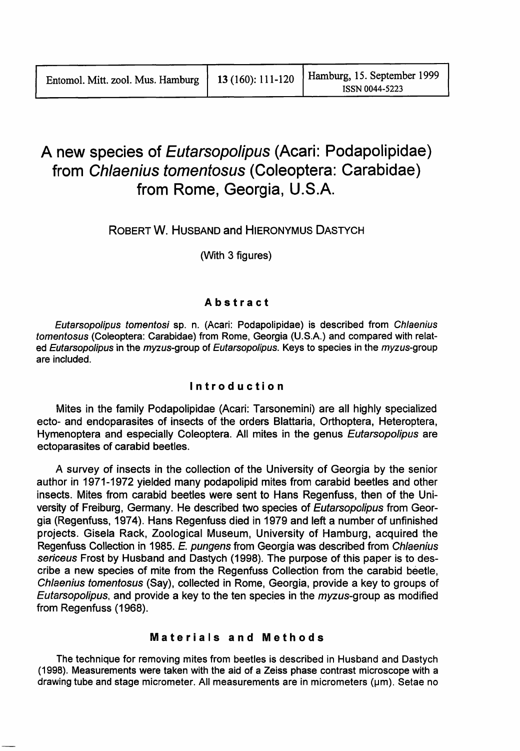# A new species of *Eutarsopolipus* (Acari: Podapolipidae) from *Chlaenius tomentosus* (Coleoptera: Carabidae) from Rome, Georgia, U.S.A.

ROBERT W. HUSBAND and HIERONYMUS DASTYCH

(With 3 figures)

## Abstract

*Eutarsopolipus tomentosi* sp. n. (Acari: Podapolipidae) is described from *Chlaenius tomentosus* (Coleoptera: Carabidae) from Rome, Georgia (U.S.A.) and compared with related *Eutarsopolipus* in the *myzus*-group of *Eutarsopolipus*. Keys to species in the *myzus*-group are included.

## Introduction

Mites in the family Podapolipidae (Acari: Tarsonemini) are all highly specialized ecto- and endoparasites of insects of the orders Blattaria, Orthoptera, Heteroptera, Hymenoptera and especially Coleoptera. All mites in the genus *Eutarsopolipus* are ectoparasites of carabid beetles.

A survey of insects in the collection of the University of Georgia by the senior author in 1971-1972 yielded many podapolipid mites from carabid beetles and other insects. Mites from carabid beetles were sent to Hans Regenfuss, then of the University of Freiburg, Germany. He described two species of *Eutarsopolipus* from Georgia (Regenfuss, 1974). Hans Regenfuss died in 1979 and left a number of unfinished projects. Gisela Rack, Zoological Museum, University of Hamburg, acquired the Regenfuss Collection in 1985. *E. pungens* from Georgia was described from *Chlaenius sericeus* Frost by Husband and Dastych (1998). The purpose of this paper is to describe a new species of mite from the Regenfuss Collection from the carabid beetle, *Chlaenius tomentosus* (Say), collected in Rome, Georgia, provide a key to groups of *Eutarsopolipus*, and provide a key to the ten species in the *myzus*-group as modified from Regenfuss (1968).

## Materials and Methods

The technique for removing mites from beetles is described in Husband and Dastych (1998). Measurements were taken with the aid of a Zeiss phase contrast microscope with a drawing tube and stage micrometer. All measurements are in micrometers (µm). Setae no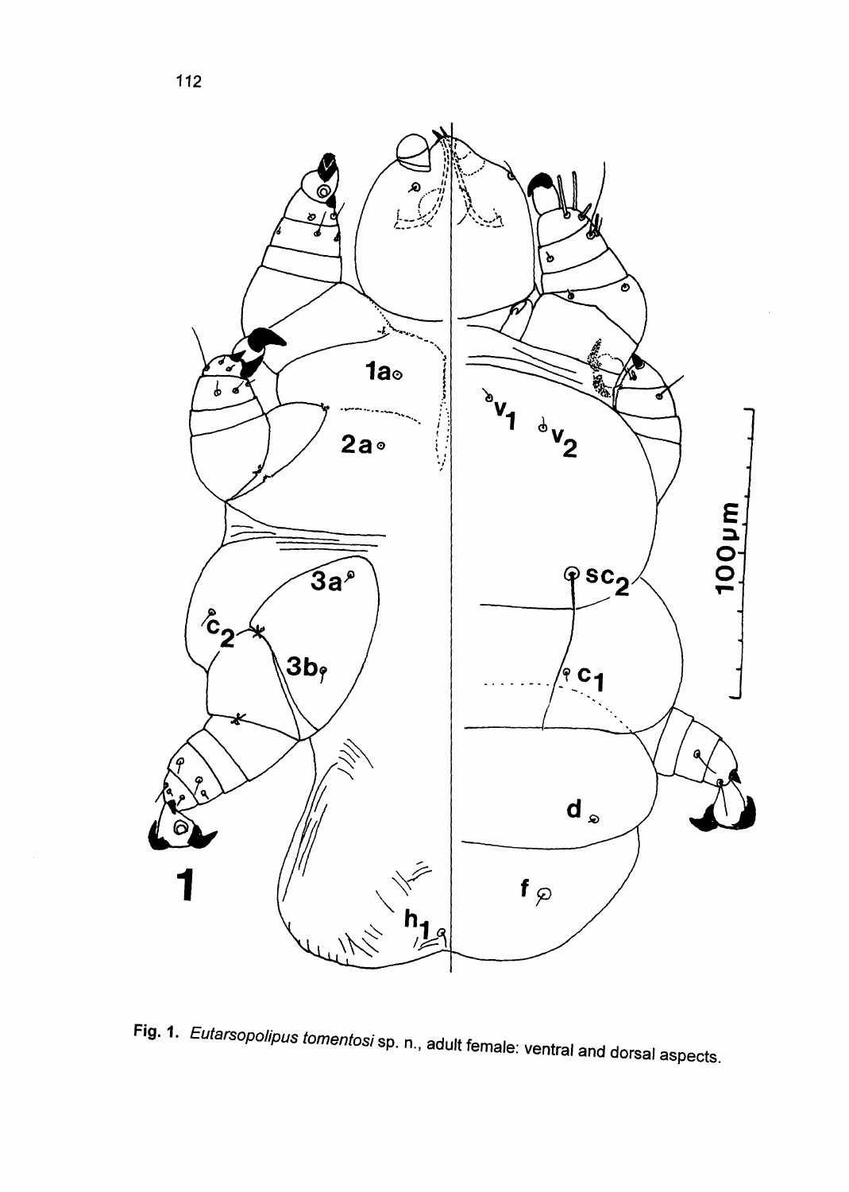Fig. 1. *Eutarsopolipus tomentosi* sp. n., adult female: ventral and dorsal aspects.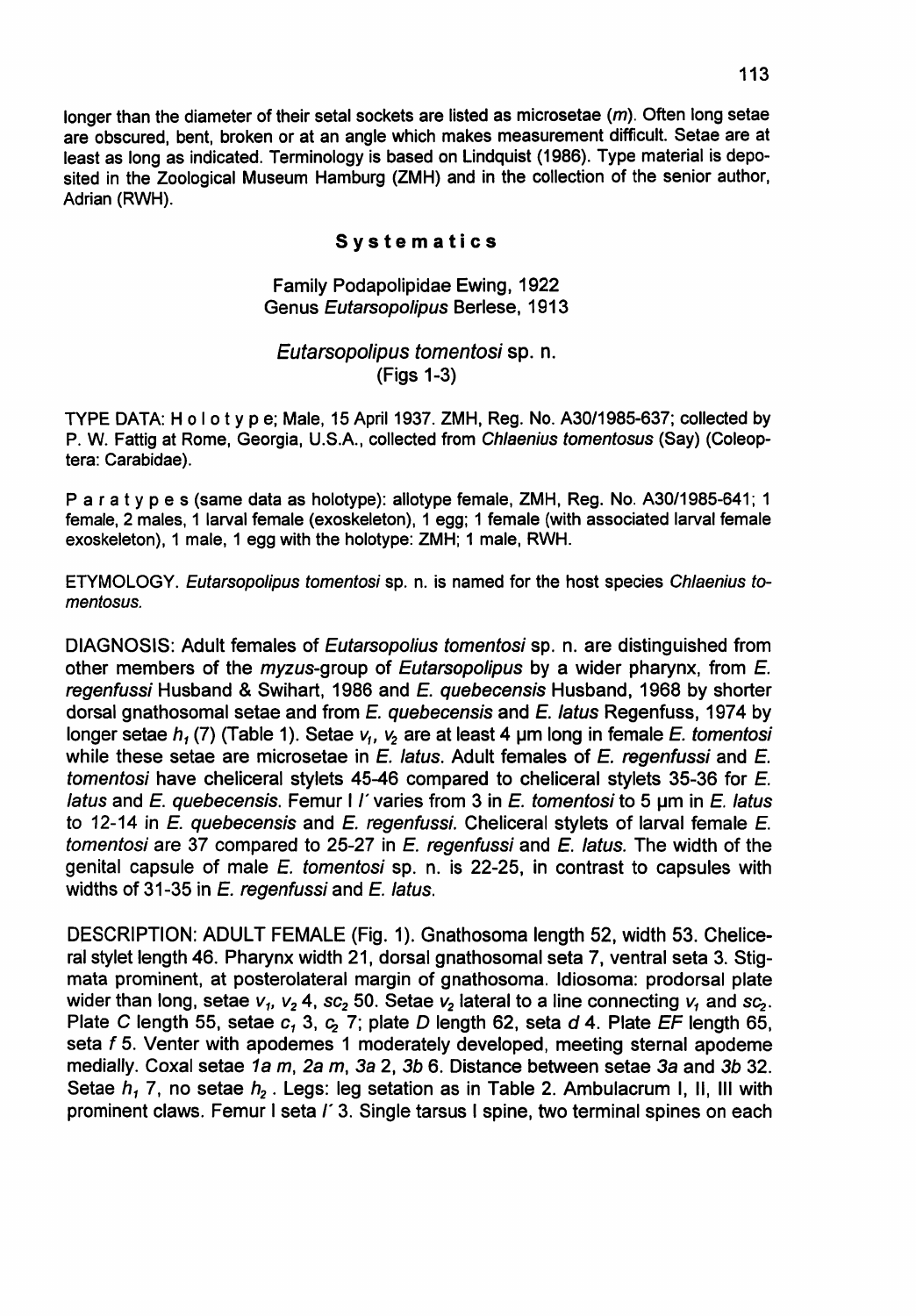longer than the diameter of their setal sockets are listed as microsetae (*m*). Often long setae are obscured, bent, broken or at an angle which makes measurement difficult. Setae are at least as long as indicated. Terminology is based on Lindquist (1986). Type material is deposited in the Zoological Museum Hamburg (ZMH) and in the collection of the senior author, Adrian (RWH).

## Systematics

### Family Podapolipidae Ewing, 1922
### Genus *Eutarsopolipus* Berlese, 1913

### *Eutarsopolipus tomentosi* sp. n.
(Figs 1-3)

TYPE DATA: Holotype; Male, 15 April 1937. ZMH, Reg. No. A30/1985-637; collected by P. W. Fattig at Rome, Georgia, U.S.A., collected from *Chlaenius tomentosus* (Say) (Coleoptera: Carabidae).

Paratypes (same data as holotype): allotype female, ZMH, Reg. No. A30/1985-641; 1 female, 2 males, 1 larval female (exoskeleton), 1 egg; 1 female (with associated larval female exoskeleton), 1 male, 1 egg with the holotype: ZMH; 1 male, RWH.

ETYMOLOGY. *Eutarsopolipus tomentosi* sp. n. is named for the host species *Chlaenius tomentosus*.

DIAGNOSIS: Adult females of *Eutarsopolius tomentosi* sp. n. are distinguished from other members of the *myzus*-group of *Eutarsopolipus* by a wider pharynx, from *E. regenfussi* Husband & Swihart, 1986 and *E. quebecensis* Husband, 1968 by shorter dorsal gnathosomal setae and from *E. quebecensis* and *E. latus* Regenfuss, 1974 by longer setae $h_1$ (7) (Table 1). Setae $v_1$, $v_2$ are at least 4 µm long in female *E. tomentosi* while these setae are microsetae in *E. latus*. Adult females of *E. regenfussi* and *E. tomentosi* have cheliceral stylets 45-46 compared to cheliceral stylets 35-36 for *E. latus* and *E. quebecensis*. Femur I $l'$ varies from 3 in *E. tomentosi* to 5 µm in *E. latus* to 12-14 in *E. quebecensis* and *E. regenfussi*. Cheliceral stylets of larval female *E. tomentosi* are 37 compared to 25-27 in *E. regenfussi* and *E. latus*. The width of the genital capsule of male *E. tomentosi* sp. n. is 22-25, in contrast to capsules with widths of 31-35 in *E. regenfussi* and *E. latus*.

DESCRIPTION: ADULT FEMALE (Fig. 1). Gnathosoma length 52, width 53. Cheliceral stylet length 46. Pharynx width 21, dorsal gnathosomal seta 7, ventral seta 3. Stigmata prominent, at posterolateral margin of gnathosoma. Idiosoma: prodorsal plate wider than long, setae $v_1$, $v_2$ 4, $sc_2$ 50. Setae $v_2$ lateral to a line connecting $v_1$ and $sc_2$. Plate *C* length 55, setae $c_1$ 3, $c_2$ 7; plate *D* length 62, seta *d* 4. Plate *EF* length 65, seta *f* 5. Venter with apodemes 1 moderately developed, meeting sternal apodeme medially. Coxal setae *1a m*, *2a m*, *3a* 2, *3b* 6. Distance between setae *3a* and *3b* 32. Setae $h_1$ 7, no setae $h_2$. Legs: leg setation as in Table 2. Ambulacrum I, II, III with prominent claws. Femur I seta $l'$ 3. Single tarsus I spine, two terminal spines on each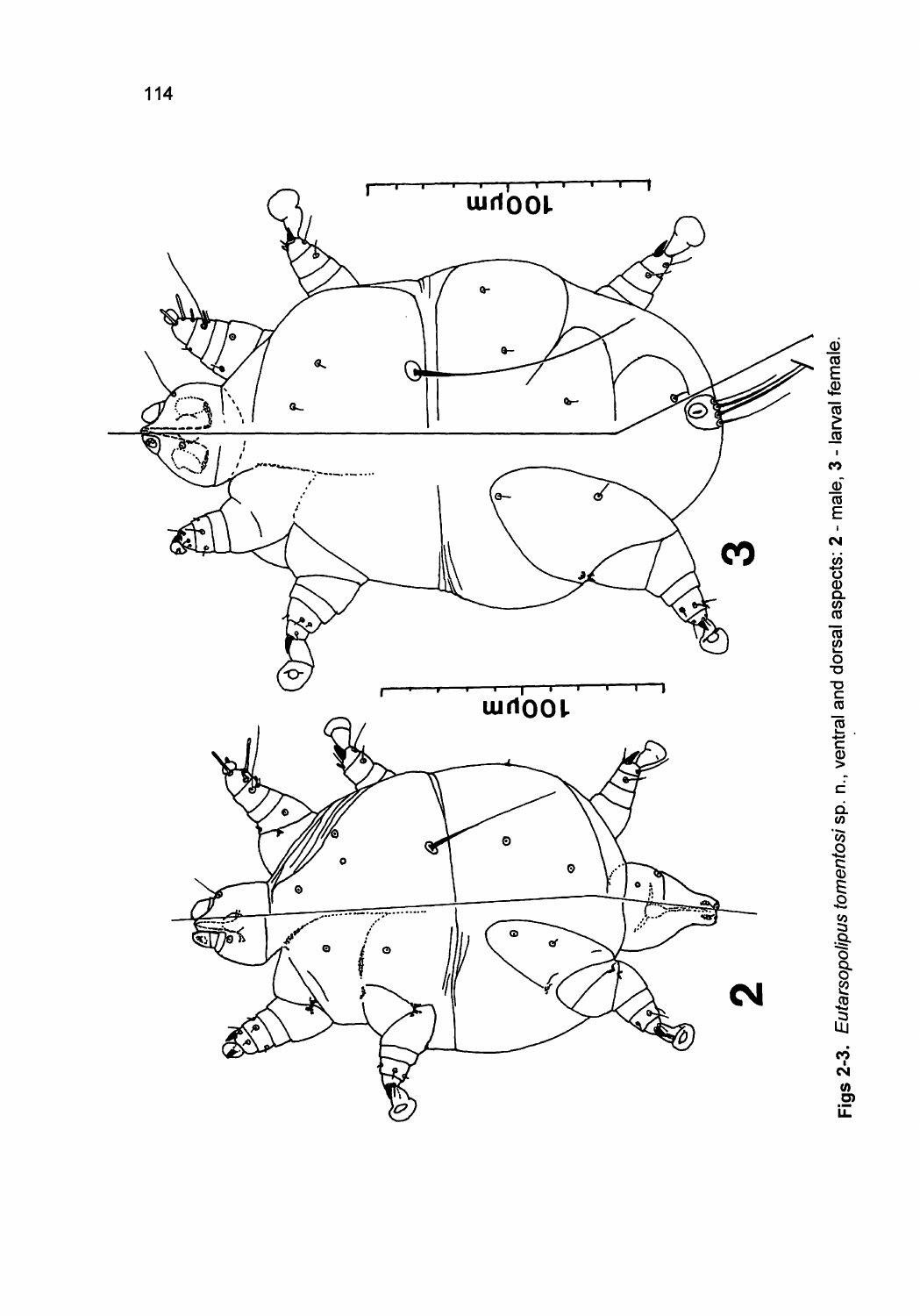**Figs 2-3.** *Eutarsopolipus tomentosi* sp. n., ventral and dorsal aspects: **2** - male, **3** - larval female.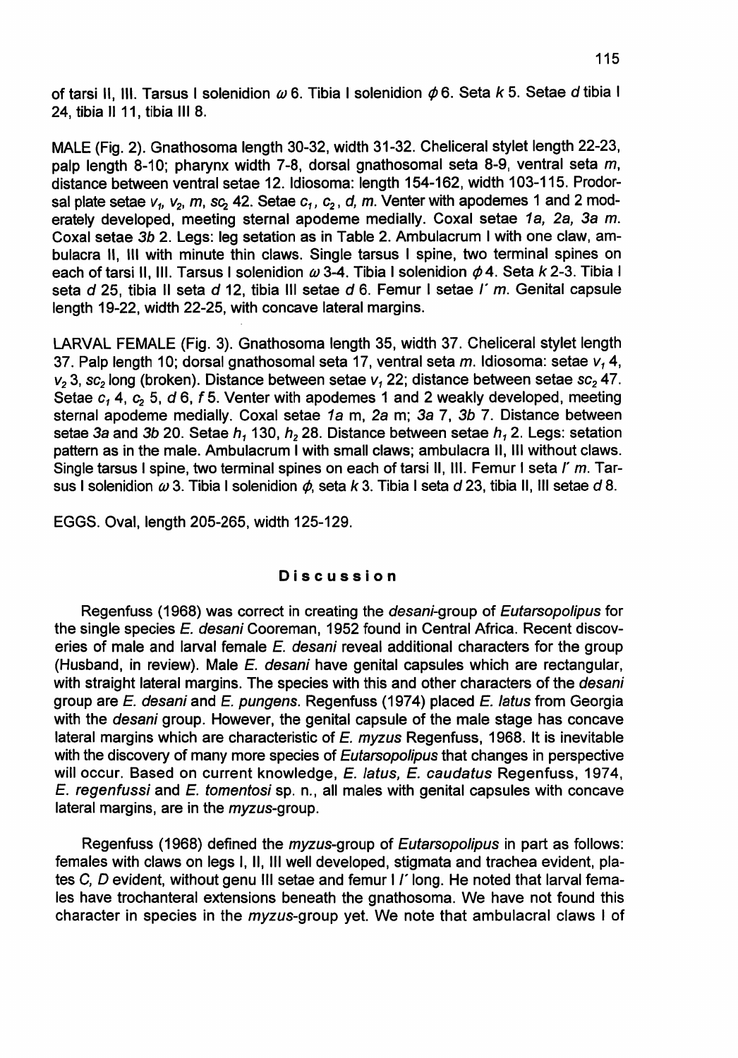of tarsi II, III. Tarsus I solenidion $\omega$ 6. Tibia I solenidion $\phi$ 6. Seta *k* 5. Setae *d* tibia I 24, tibia II 11, tibia III 8.

MALE (Fig. 2). Gnathosoma length 30-32, width 31-32. Cheliceral stylet length 22-23, palp length 8-10; pharynx width 7-8, dorsal gnathosomal seta 8-9, ventral seta *m*, distance between ventral setae 12. Idiosoma: length 154-162, width 103-115. Prodorsal plate setae $v_1$, $v_2$, *m*, $sc_2$ 42. Setae $c_1$, $c_2$, *d*, *m*. Venter with apodemes 1 and 2 moderately developed, meeting sternal apodeme medially. Coxal setae *1a, 2a, 3a m*. Coxal setae *3b* 2. Legs: leg setation as in Table 2. Ambulacrum I with one claw, ambulacra II, III with minute thin claws. Single tarsus I spine, two terminal spines on each of tarsi II, III. Tarsus I solenidion $\omega$ 3-4. Tibia I solenidion $\phi$ 4. Seta *k* 2-3. Tibia I seta *d* 25, tibia II seta *d* 12, tibia III setae *d* 6. Femur I setae *l′ m*. Genital capsule length 19-22, width 22-25, with concave lateral margins.

LARVAL FEMALE (Fig. 3). Gnathosoma length 35, width 37. Cheliceral stylet length 37. Palp length 10; dorsal gnathosomal seta 17, ventral seta *m*. Idiosoma: setae $v_1$ 4, $v_2$ 3, $sc_2$ long (broken). Distance between setae $v_1$ 22; distance between setae $sc_2$ 47. Setae $c_1$ 4, $c_2$ 5, *d* 6, *f* 5. Venter with apodemes 1 and 2 weakly developed, meeting sternal apodeme medially. Coxal setae *1a* m, *2a* m; *3a* 7, *3b* 7. Distance between setae *3a* and *3b* 20. Setae $h_1$ 130, $h_2$ 28. Distance between setae $h_1$ 2. Legs: setation pattern as in the male. Ambulacrum I with small claws; ambulacra II, III without claws. Single tarsus I spine, two terminal spines on each of tarsi II, III. Femur I seta *l′ m*. Tarsus I solenidion $\omega$ 3. Tibia I solenidion $\phi$, seta *k* 3. Tibia I seta *d* 23, tibia II, III setae *d* 8.

EGGS. Oval, length 205-265, width 125-129.

## Discussion

Regenfuss (1968) was correct in creating the *desani*-group of *Eutarsopolipus* for the single species *E. desani* Cooreman, 1952 found in Central Africa. Recent discoveries of male and larval female *E. desani* reveal additional characters for the group (Husband, in review). Male *E. desani* have genital capsules which are rectangular, with straight lateral margins. The species with this and other characters of the *desani* group are *E. desani* and *E. pungens*. Regenfuss (1974) placed *E. latus* from Georgia with the *desani* group. However, the genital capsule of the male stage has concave lateral margins which are characteristic of *E. myzus* Regenfuss, 1968. It is inevitable with the discovery of many more species of *Eutarsopolipus* that changes in perspective will occur. Based on current knowledge, *E. latus*, *E. caudatus* Regenfuss, 1974, *E. regenfussi* and *E. tomentosi* sp. n., all males with genital capsules with concave lateral margins, are in the *myzus*-group.

Regenfuss (1968) defined the *myzus*-group of *Eutarsopolipus* in part as follows: females with claws on legs I, II, III well developed, stigmata and trachea evident, plates *C, D* evident, without genu III setae and femur I *l′* long. He noted that larval females have trochanteral extensions beneath the gnathosoma. We have not found this character in species in the *myzus*-group yet. We note that ambulacral claws I of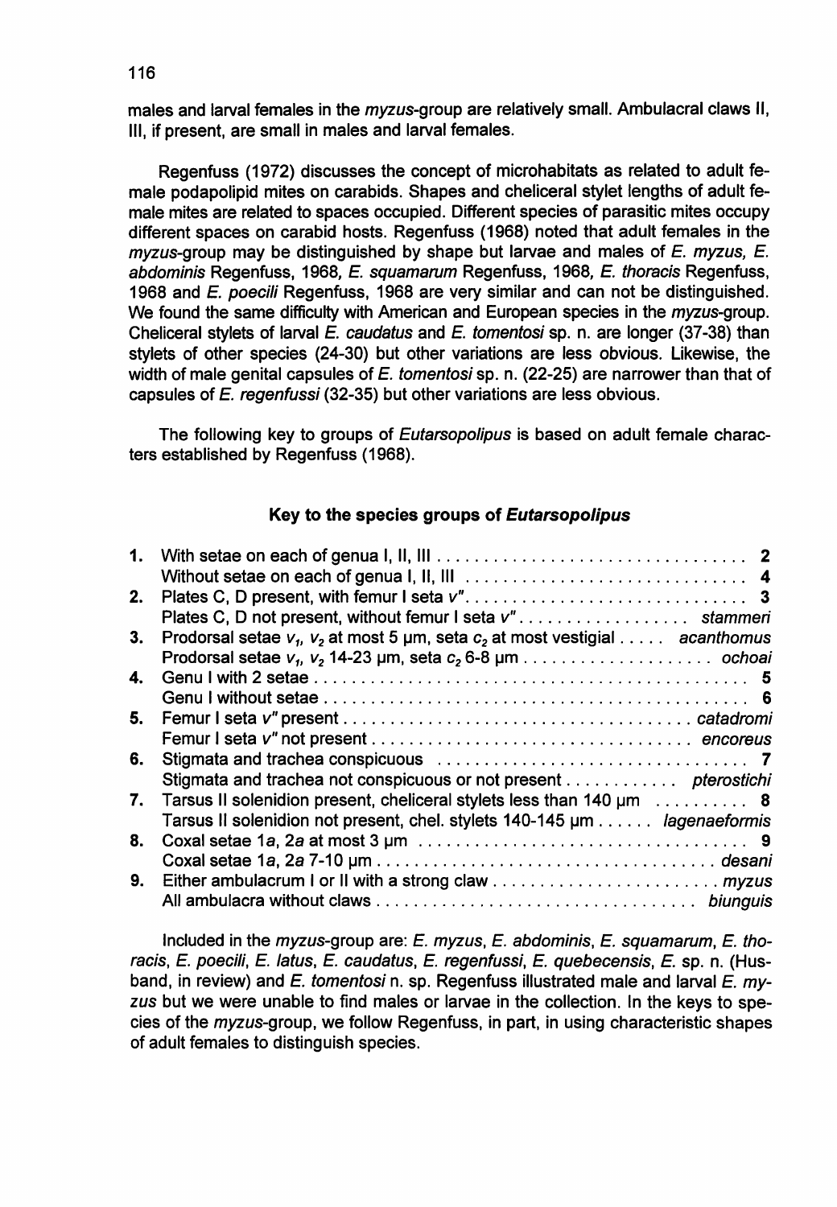males and larval females in the *myzus*-group are relatively small. Ambulacral claws II, III, if present, are small in males and larval females.

Regenfuss (1972) discusses the concept of microhabitats as related to adult female podapolipid mites on carabids. Shapes and cheliceral stylet lengths of adult female mites are related to spaces occupied. Different species of parasitic mites occupy different spaces on carabid hosts. Regenfuss (1968) noted that adult females in the *myzus*-group may be distinguished by shape but larvae and males of *E. myzus, E. abdominis* Regenfuss, 1968, *E. squamarum* Regenfuss, 1968, *E. thoracis* Regenfuss, 1968 and *E. poecili* Regenfuss, 1968 are very similar and can not be distinguished. We found the same difficulty with American and European species in the *myzus*-group. Cheliceral stylets of larval *E. caudatus* and *E. tomentosi* sp. n. are longer (37-38) than stylets of other species (24-30) but other variations are less obvious. Likewise, the width of male genital capsules of *E. tomentosi* sp. n. (22-25) are narrower than that of capsules of *E. regenfussi* (32-35) but other variations are less obvious.

The following key to groups of *Eutarsopolipus* is based on adult female characters established by Regenfuss (1968).

## Key to the species groups of *Eutarsopolipus*

**1.** With setae on each of genua I, II, III .................................... 2
 Without setae on each of genua I, II, III .................................... 4

**2.** Plates C, D present, with femur I seta *v″* .................................... 3
 Plates C, D not present, without femur I seta *v″* .................... *stammeri*

**3.** Prodorsal setae $v_1$, $v_2$ at most 5 µm, seta $c_2$ at most vestigial ..... *acanthomus*
 Prodorsal setae $v_1$, $v_2$ 14-23 µm, seta $c_2$ 6-8 µm .................... *ochoai*

**4.** Genu I with 2 setae .................................... 5
 Genu I without setae .................................... 6

**5.** Femur I seta *v″* present .................................... *catadromi*
 Femur I seta *v″* not present .................................... *encoreus*

**6.** Stigmata and trachea conspicuous .................................... 7
 Stigmata and trachea not conspicuous or not present ............ *pterostichi*

**7.** Tarsus II solenidion present, cheliceral stylets less than 140 µm .......... 8
 Tarsus II solenidion not present, chel. stylets 140-145 µm ...... *lagenaeformis*

**8.** Coxal setae 1*a*, 2*a* at most 3 µm .................................... 9
 Coxal setae 1*a*, 2*a* 7-10 µm .................................... *desani*

**9.** Either ambulacrum I or II with a strong claw .................................... *myzus*
 All ambulacra without claws .................................... *biunguis*

Included in the *myzus*-group are: *E. myzus, E. abdominis, E. squamarum, E. thoracis, E. poecili, E. latus, E. caudatus, E. regenfussi, E. quebecensis, E.* sp. n. (Husband, in review) and *E. tomentosi* n. sp. Regenfuss illustrated male and larval *E. myzus* but we were unable to find males or larvae in the collection. In the keys to species of the *myzus*-group, we follow Regenfuss, in part, in using characteristic shapes of adult females to distinguish species.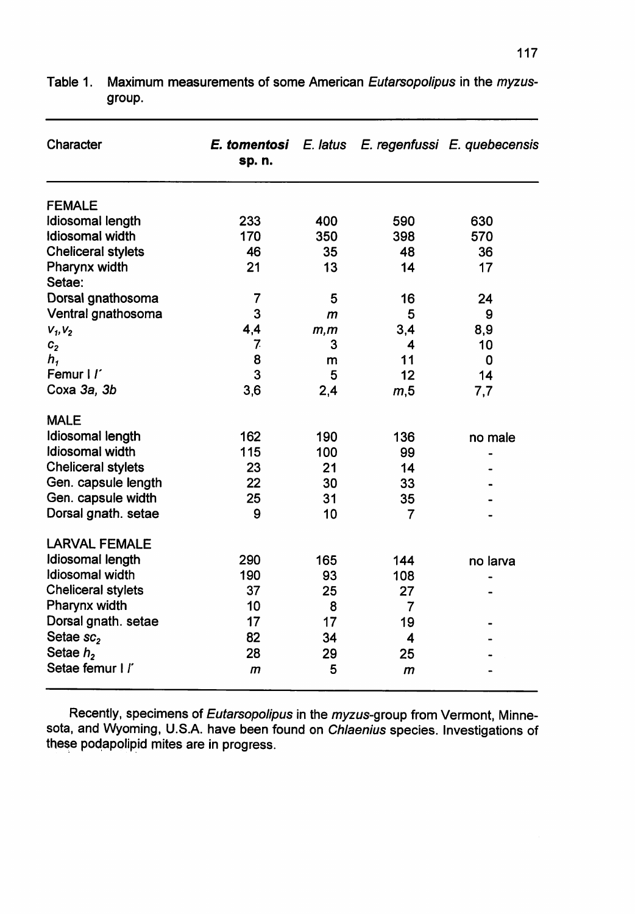Table 1. Maximum measurements of some American *Eutarsopolipus* in the *myzus*-group.

| Character | ***E. tomentosi* sp. n.** | *E. latus* | *E. regenfussi* | *E. quebecensis* |
|---|---|---|---|---|
| FEMALE | | | | |
| Idiosomal length | 233 | 400 | 590 | 630 |
| Idiosomal width | 170 | 350 | 398 | 570 |
| Cheliceral stylets | 46 | 35 | 48 | 36 |
| Pharynx width | 21 | 13 | 14 | 17 |
| Setae: | | | | |
| Dorsal gnathosoma | 7 | 5 | 16 | 24 |
| Ventral gnathosoma | 3 | *m* | 5 | 9 |
| $v_1, v_2$ | 4,4 | *m,m* | 3,4 | 8,9 |
| $c_2$ | 7 | 3 | 4 | 10 |
| $h_1$ | 8 | m | 11 | 0 |
| Femur I $l'$ | 3 | 5 | 12 | 14 |
| Coxa *3a, 3b* | 3,6 | 2,4 | *m*,5 | 7,7 |
| MALE | | | | |
| Idiosomal length | 162 | 190 | 136 | no male |
| Idiosomal width | 115 | 100 | 99 | - |
| Cheliceral stylets | 23 | 21 | 14 | - |
| Gen. capsule length | 22 | 30 | 33 | - |
| Gen. capsule width | 25 | 31 | 35 | - |
| Dorsal gnath. setae | 9 | 10 | 7 | - |
| LARVAL FEMALE | | | | |
| Idiosomal length | 290 | 165 | 144 | no larva |
| Idiosomal width | 190 | 93 | 108 | - |
| Cheliceral stylets | 37 | 25 | 27 | - |
| Pharynx width | 10 | 8 | 7 | |
| Dorsal gnath. setae | 17 | 17 | 19 | - |
| Setae $sc_2$ | 82 | 34 | 4 | - |
| Setae $h_2$ | 28 | 29 | 25 | - |
| Setae femur I $l'$ | *m* | 5 | *m* | - |

Recently, specimens of *Eutarsopolipus* in the *myzus*-group from Vermont, Minnesota, and Wyoming, U.S.A. have been found on *Chlaenius* species. Investigations of these podapolipid mites are in progress.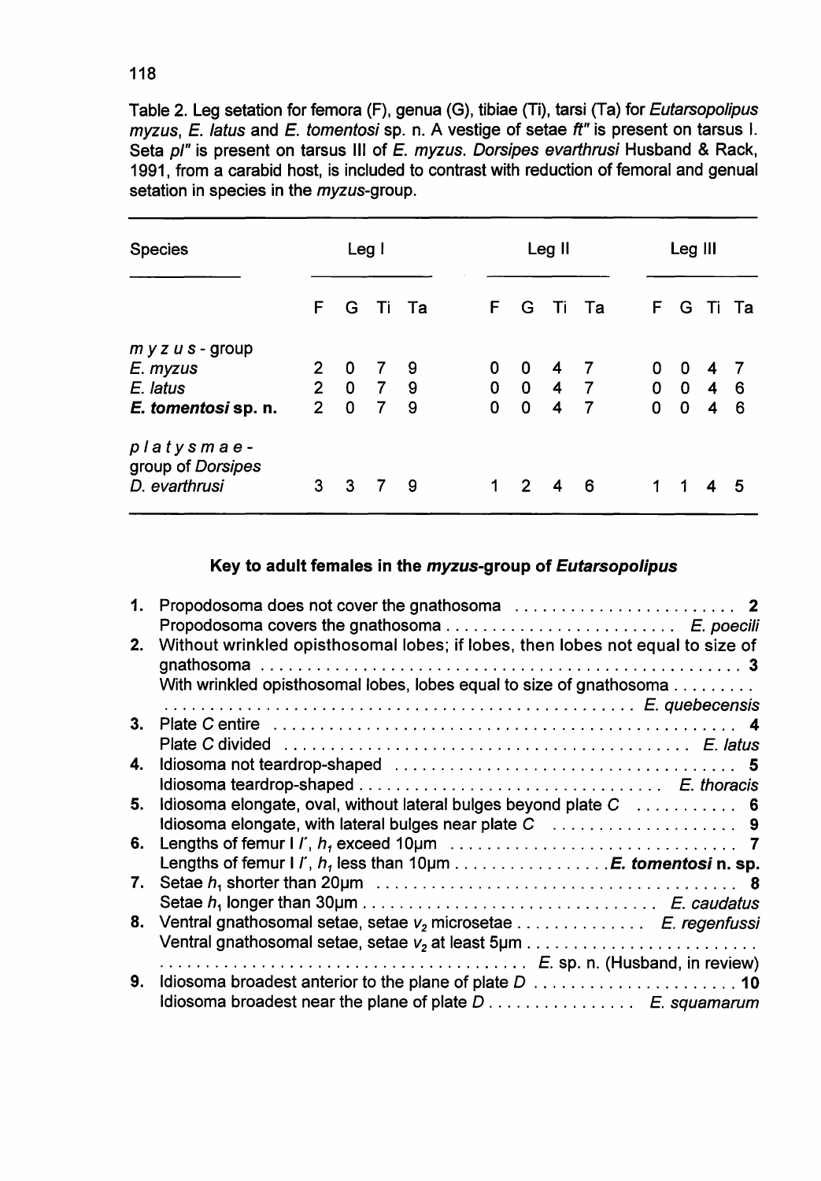Table 2. Leg setation for femora (F), genua (G), tibiae (Ti), tarsi (Ta) for *Eutarsopolipus myzus*, *E. latus* and *E. tomentosi* sp. n. A vestige of setae *ft"* is present on tarsus I. Seta *pl"* is present on tarsus III of *E. myzus*. *Dorsipes evarthrusi* Husband & Rack, 1991, from a carabid host, is included to contrast with reduction of femoral and genual setation in species in the *myzus*-group.

| Species | Leg I | | | | Leg II | | | | Leg III | | | |
|---|---|---|---|---|---|---|---|---|---|---|---|---|
| | F | G | Ti | Ta | F | G | Ti | Ta | F | G | Ti | Ta |
| *myzus* - group | | | | | | | | | | | | |
| *E. myzus* | 2 | 0 | 7 | 9 | 0 | 0 | 4 | 7 | 0 | 0 | 4 | 7 |
| *E. latus* | 2 | 0 | 7 | 9 | 0 | 0 | 4 | 7 | 0 | 0 | 4 | 6 |
| ***E. tomentosi* sp. n.** | 2 | 0 | 7 | 9 | 0 | 0 | 4 | 7 | 0 | 0 | 4 | 6 |
| *platysmae*-group of *Dorsipes* | | | | | | | | | | | | |
| *D. evarthrusi* | 3 | 3 | 7 | 9 | 1 | 2 | 4 | 6 | 1 | 1 | 4 | 5 |

### Key to adult females in the *myzus*-group of *Eutarsopolipus*

1. Propodosoma does not cover the gnathosoma ........................ **2**
   Propodosoma covers the gnathosoma .......................... *E. poecili*
2. Without wrinkled opisthosomal lobes; if lobes, then lobes not equal to size of gnathosoma ........................................................ **3**
   With wrinkled opisthosomal lobes, lobes equal to size of gnathosoma ......... ................................................ *E. quebecensis*
3. Plate *C* entire ................................................ **4**
   Plate *C* divided ........................................... *E. latus*
4. Idiosoma not teardrop-shaped .................................... **5**
   Idiosoma teardrop-shaped ................................. *E. thoracis*
5. Idiosoma elongate, oval, without lateral bulges beyond plate *C* ........... **6**
   Idiosoma elongate, with lateral bulges near plate *C* .................... **9**
6. Lengths of femur I *l'*, $h_1$ exceed 10µm ............................... **7**
   Lengths of femur I *l'*, $h_1$ less than 10µm ................. ***E. tomentosi* n. sp.**
7. Setae $h_1$ shorter than 20µm ...................................... **8**
   Setae $h_1$ longer than 30µm ................................ *E. caudatus*
8. Ventral gnathosomal setae, setae $v_2$ microsetae .............. *E. regenfussi*
   Ventral gnathosomal setae, setae $v_2$ at least 5µm ......................... ........................................ *E.* sp. n. (Husband, in review)
9. Idiosoma broadest anterior to the plane of plate *D* ...................... **10**
   Idiosoma broadest near the plane of plate *D* ................ *E. squamarum*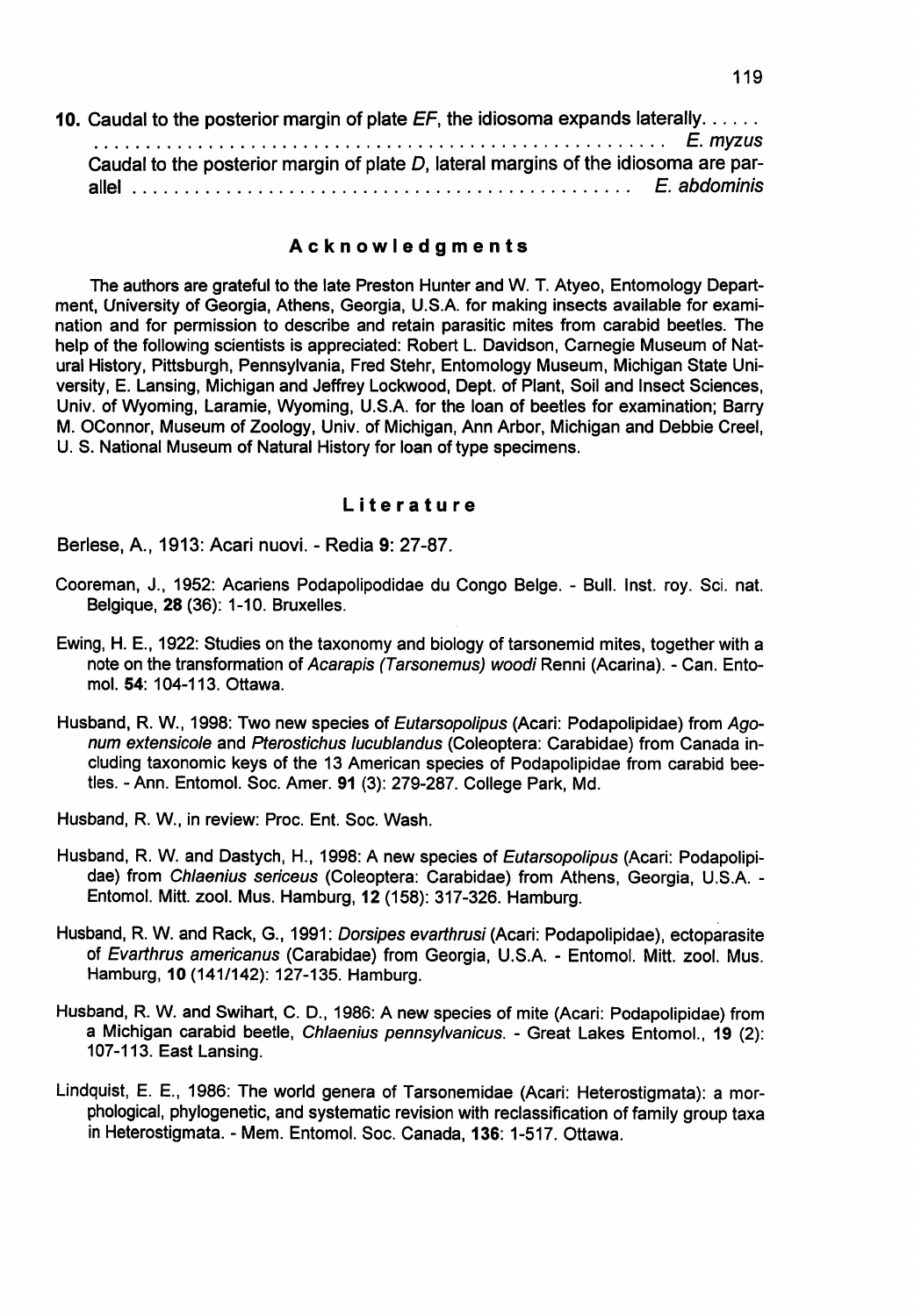**10.** Caudal to the posterior margin of plate *EF*, the idiosoma expands laterally. . . . . . . . . . . . . . . . . . . . . . . . . . . . . . . . . . . . . . . . . . . . . . . . . . . . . . . . . . . . . . . . *E. myzus*

Caudal to the posterior margin of plate *D*, lateral margins of the idiosoma are parallel . . . . . . . . . . . . . . . . . . . . . . . . . . . . . . . . . . . . . . . . . . . . . . . . *E. abdominis*

## Acknowledgments

The authors are grateful to the late Preston Hunter and W. T. Atyeo, Entomology Department, University of Georgia, Athens, Georgia, U.S.A. for making insects available for examination and for permission to describe and retain parasitic mites from carabid beetles. The help of the following scientists is appreciated: Robert L. Davidson, Carnegie Museum of Natural History, Pittsburgh, Pennsylvania, Fred Stehr, Entomology Museum, Michigan State University, E. Lansing, Michigan and Jeffrey Lockwood, Dept. of Plant, Soil and Insect Sciences, Univ. of Wyoming, Laramie, Wyoming, U.S.A. for the loan of beetles for examination; Barry M. OConnor, Museum of Zoology, Univ. of Michigan, Ann Arbor, Michigan and Debbie Creel, U. S. National Museum of Natural History for loan of type specimens.

## Literature

Berlese, A., 1913: Acari nuovi. - Redia **9**: 27-87.

Cooreman, J., 1952: Acariens Podapolipodidae du Congo Belge. - Bull. Inst. roy. Sci. nat. Belgique, **28** (36): 1-10. Bruxelles.

Ewing, H. E., 1922: Studies on the taxonomy and biology of tarsonemid mites, together with a note on the transformation of *Acarapis (Tarsonemus) woodi* Renni (Acarina). - Can. Entomol. **54**: 104-113. Ottawa.

Husband, R. W., 1998: Two new species of *Eutarsopolipus* (Acari: Podapolipidae) from *Agonum extensicole* and *Pterostichus lucublandus* (Coleoptera: Carabidae) from Canada including taxonomic keys of the 13 American species of Podapolipidae from carabid beetles. - Ann. Entomol. Soc. Amer. **91** (3): 279-287. College Park, Md.

Husband, R. W., in review: Proc. Ent. Soc. Wash.

Husband, R. W. and Dastych, H., 1998: A new species of *Eutarsopolipus* (Acari: Podapolipidae) from *Chlaenius sericeus* (Coleoptera: Carabidae) from Athens, Georgia, U.S.A. - Entomol. Mitt. zool. Mus. Hamburg, **12** (158): 317-326. Hamburg.

Husband, R. W. and Rack, G., 1991: *Dorsipes evarthrusi* (Acari: Podapolipidae), ectoparasite of *Evarthrus americanus* (Carabidae) from Georgia, U.S.A. - Entomol. Mitt. zool. Mus. Hamburg, **10** (141/142): 127-135. Hamburg.

Husband, R. W. and Swihart, C. D., 1986: A new species of mite (Acari: Podapolipidae) from a Michigan carabid beetle, *Chlaenius pennsylvanicus*. - Great Lakes Entomol., **19** (2): 107-113. East Lansing.

Lindquist, E. E., 1986: The world genera of Tarsonemidae (Acari: Heterostigmata): a morphological, phylogenetic, and systematic revision with reclassification of family group taxa in Heterostigmata. - Mem. Entomol. Soc. Canada, **136**: 1-517. Ottawa.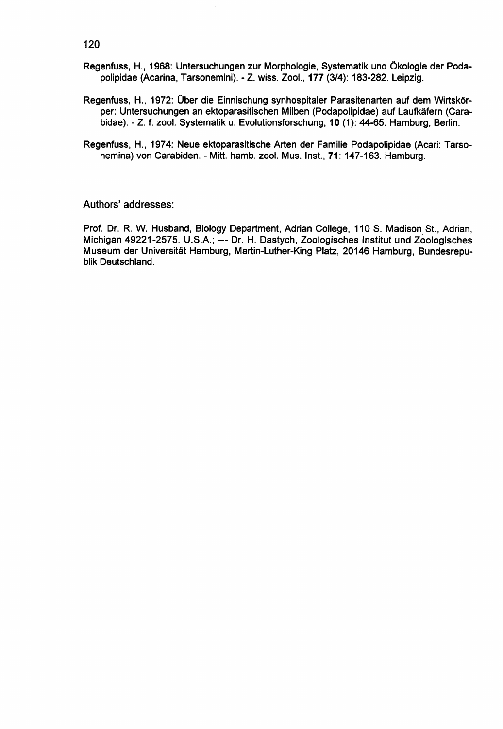Regenfuss, H., 1968: Untersuchungen zur Morphologie, Systematik und Ökologie der Podapolipidae (Acarina, Tarsonemini). - Z. wiss. Zool., **177** (3/4): 183-282. Leipzig.

Regenfuss, H., 1972: Über die Einnischung synhospitaler Parasitenarten auf dem Wirtskörper: Untersuchungen an ektoparasitischen Milben (Podapolipidae) auf Laufkäfern (Carabidae). - Z. f. zool. Systematik u. Evolutionsforschung, **10** (1): 44-65. Hamburg, Berlin.

Regenfuss, H., 1974: Neue ektoparasitische Arten der Familie Podapolipidae (Acari: Tarsonemina) von Carabiden. - Mitt. hamb. zool. Mus. Inst., **71**: 147-163. Hamburg.

## Authors' addresses:

Prof. Dr. R. W. Husband, Biology Department, Adrian College, 110 S. Madison St., Adrian, Michigan 49221-2575. U.S.A.; --- Dr. H. Dastych, Zoologisches Institut und Zoologisches Museum der Universität Hamburg, Martin-Luther-King Platz, 20146 Hamburg, Bundesrepublik Deutschland.